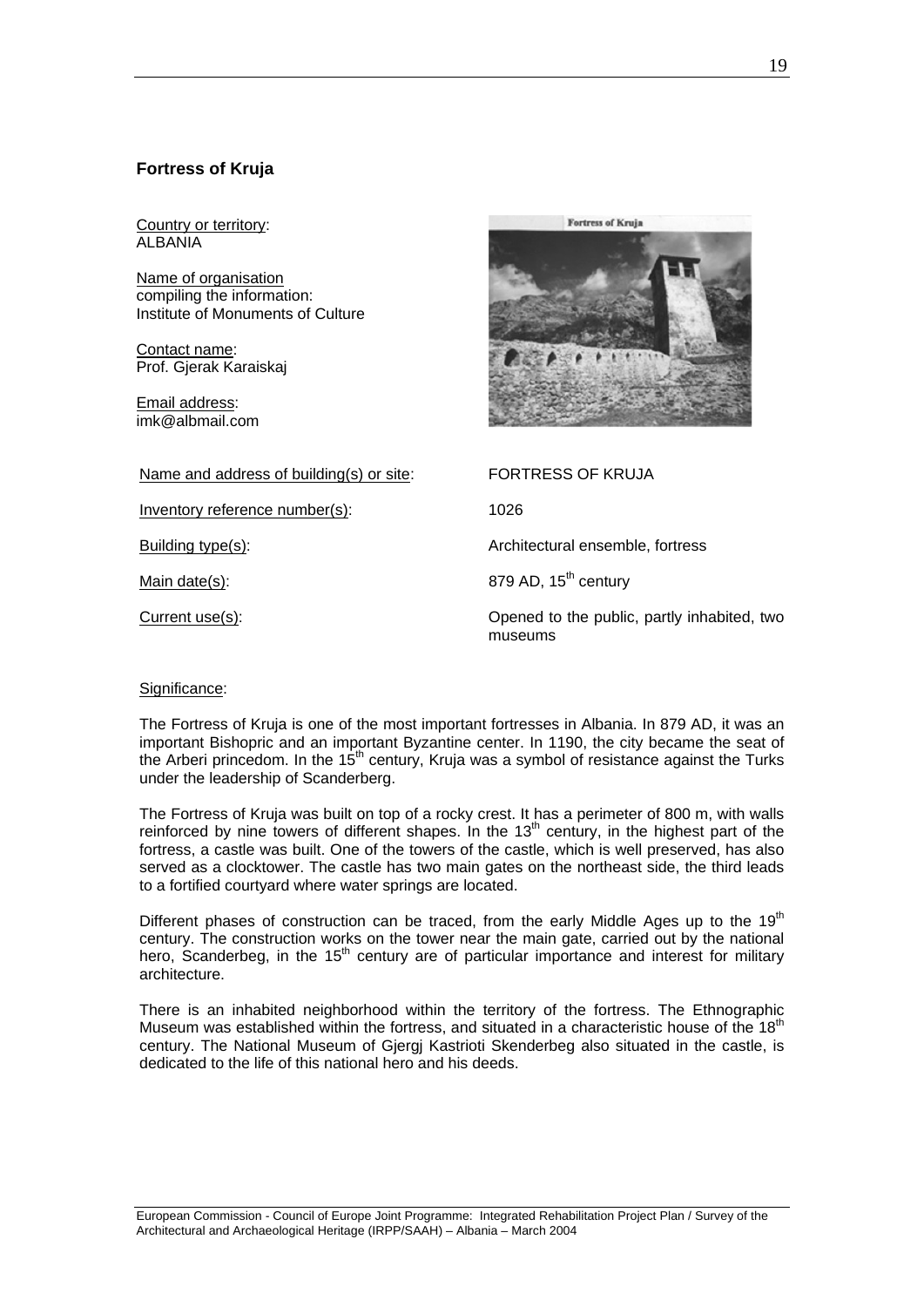## Fortress of Kruja

Country or territory:
ALBANIA

Name of organisation compiling the information:
Institute of Monuments of Culture

Contact name:
Prof. Gjerak Karaiskaj

Email address:
imk@albmail.com

| | |
|---|---|
| Name and address of building(s) or site: | FORTRESS OF KRUJA |
| Inventory reference number(s): | 1026 |
| Building type(s): | Architectural ensemble, fortress |
| Main date(s): | 879 AD, 15th century |
| Current use(s): | Opened to the public, partly inhabited, two museums |

Significance:

The Fortress of Kruja is one of the most important fortresses in Albania. In 879 AD, it was an important Bishopric and an important Byzantine center. In 1190, the city became the seat of the Arberi princedom. In the 15th century, Kruja was a symbol of resistance against the Turks under the leadership of Scanderberg.

The Fortress of Kruja was built on top of a rocky crest. It has a perimeter of 800 m, with walls reinforced by nine towers of different shapes. In the 13th century, in the highest part of the fortress, a castle was built. One of the towers of the castle, which is well preserved, has also served as a clocktower. The castle has two main gates on the northeast side, the third leads to a fortified courtyard where water springs are located.

Different phases of construction can be traced, from the early Middle Ages up to the 19th century. The construction works on the tower near the main gate, carried out by the national hero, Scanderbeg, in the 15th century are of particular importance and interest for military architecture.

There is an inhabited neighborhood within the territory of the fortress. The Ethnographic Museum was established within the fortress, and situated in a characteristic house of the 18th century. The National Museum of Gjergj Kastrioti Skenderbeg also situated in the castle, is dedicated to the life of this national hero and his deeds.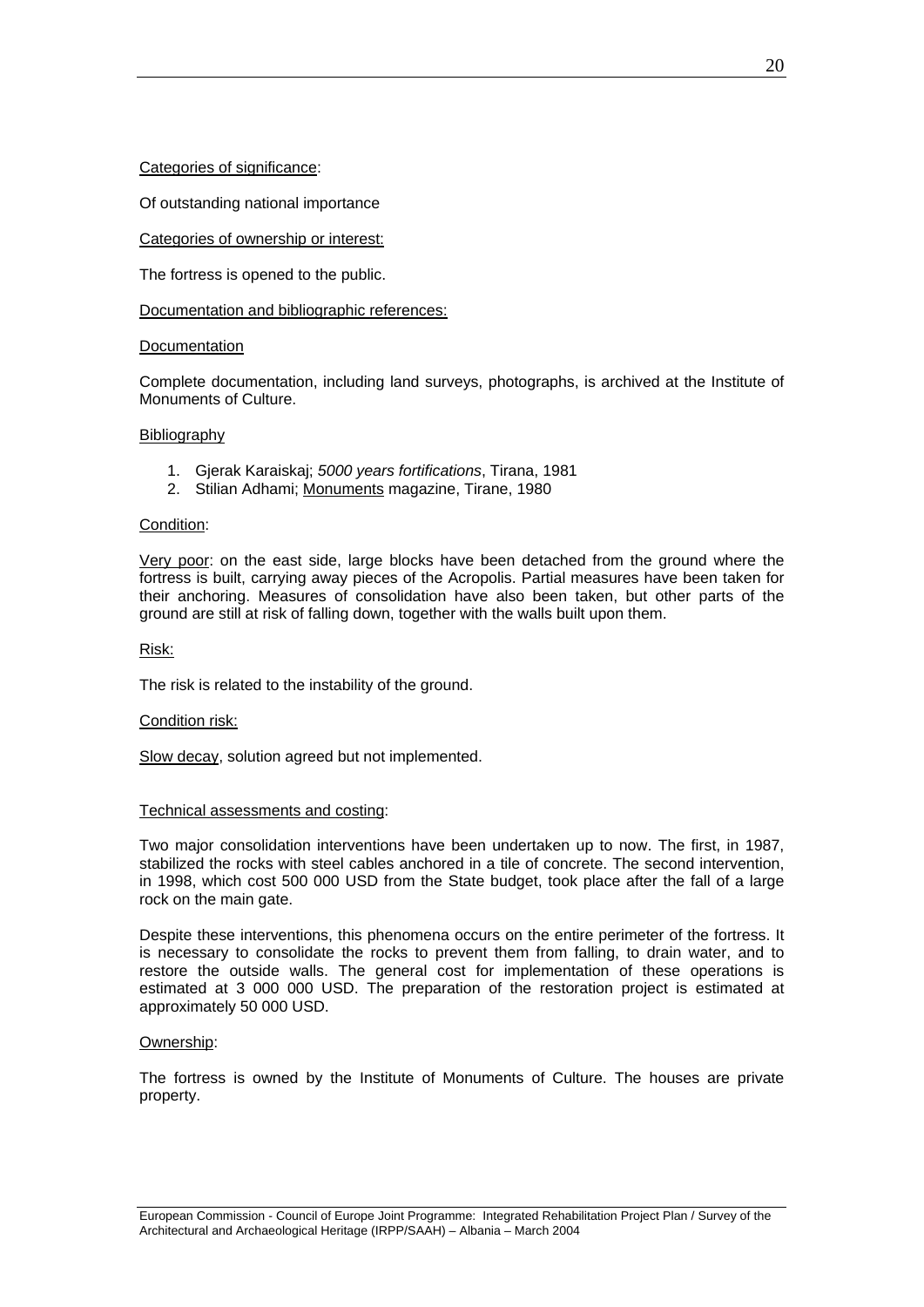Categories of significance:

Of outstanding national importance

Categories of ownership or interest:

The fortress is opened to the public.

Documentation and bibliographic references:

Documentation

Complete documentation, including land surveys, photographs, is archived at the Institute of Monuments of Culture.

Bibliography

1. Gjerak Karaiskaj; *5000 years fortifications*, Tirana, 1981
2. Stilian Adhami; Monuments magazine, Tirane, 1980

Condition:

Very poor: on the east side, large blocks have been detached from the ground where the fortress is built, carrying away pieces of the Acropolis. Partial measures have been taken for their anchoring. Measures of consolidation have also been taken, but other parts of the ground are still at risk of falling down, together with the walls built upon them.

Risk:

The risk is related to the instability of the ground.

Condition risk:

Slow decay, solution agreed but not implemented.

Technical assessments and costing:

Two major consolidation interventions have been undertaken up to now. The first, in 1987, stabilized the rocks with steel cables anchored in a tile of concrete. The second intervention, in 1998, which cost 500 000 USD from the State budget, took place after the fall of a large rock on the main gate.

Despite these interventions, this phenomena occurs on the entire perimeter of the fortress. It is necessary to consolidate the rocks to prevent them from falling, to drain water, and to restore the outside walls. The general cost for implementation of these operations is estimated at 3 000 000 USD. The preparation of the restoration project is estimated at approximately 50 000 USD.

Ownership:

The fortress is owned by the Institute of Monuments of Culture. The houses are private property.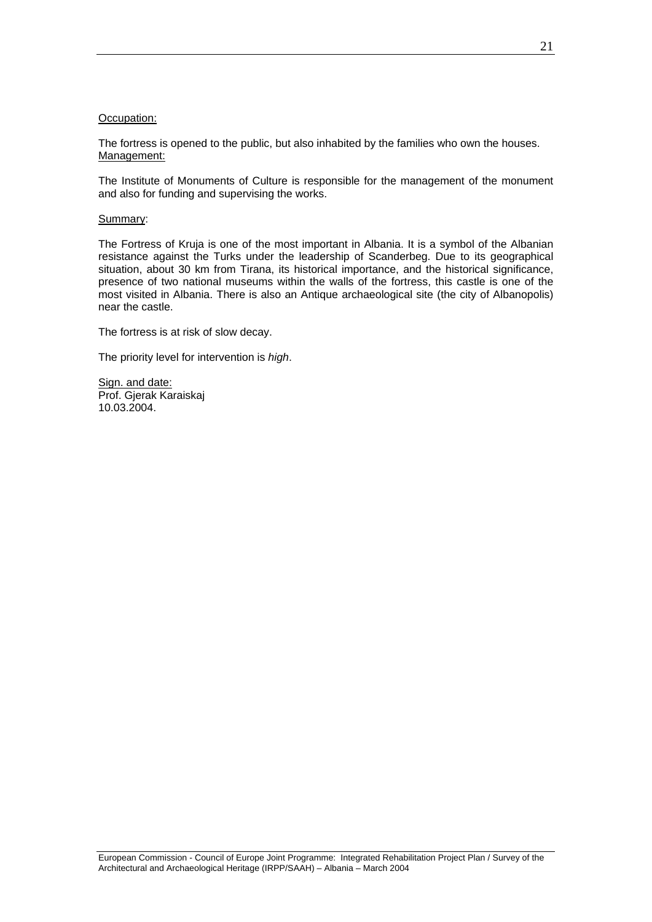Occupation:

The fortress is opened to the public, but also inhabited by the families who own the houses.
Management:

The Institute of Monuments of Culture is responsible for the management of the monument and also for funding and supervising the works.

Summary:

The Fortress of Kruja is one of the most important in Albania. It is a symbol of the Albanian resistance against the Turks under the leadership of Scanderbeg. Due to its geographical situation, about 30 km from Tirana, its historical importance, and the historical significance, presence of two national museums within the walls of the fortress, this castle is one of the most visited in Albania. There is also an Antique archaeological site (the city of Albanopolis) near the castle.

The fortress is at risk of slow decay.

The priority level for intervention is *high*.

Sign. and date:
Prof. Gjerak Karaiskaj
10.03.2004.